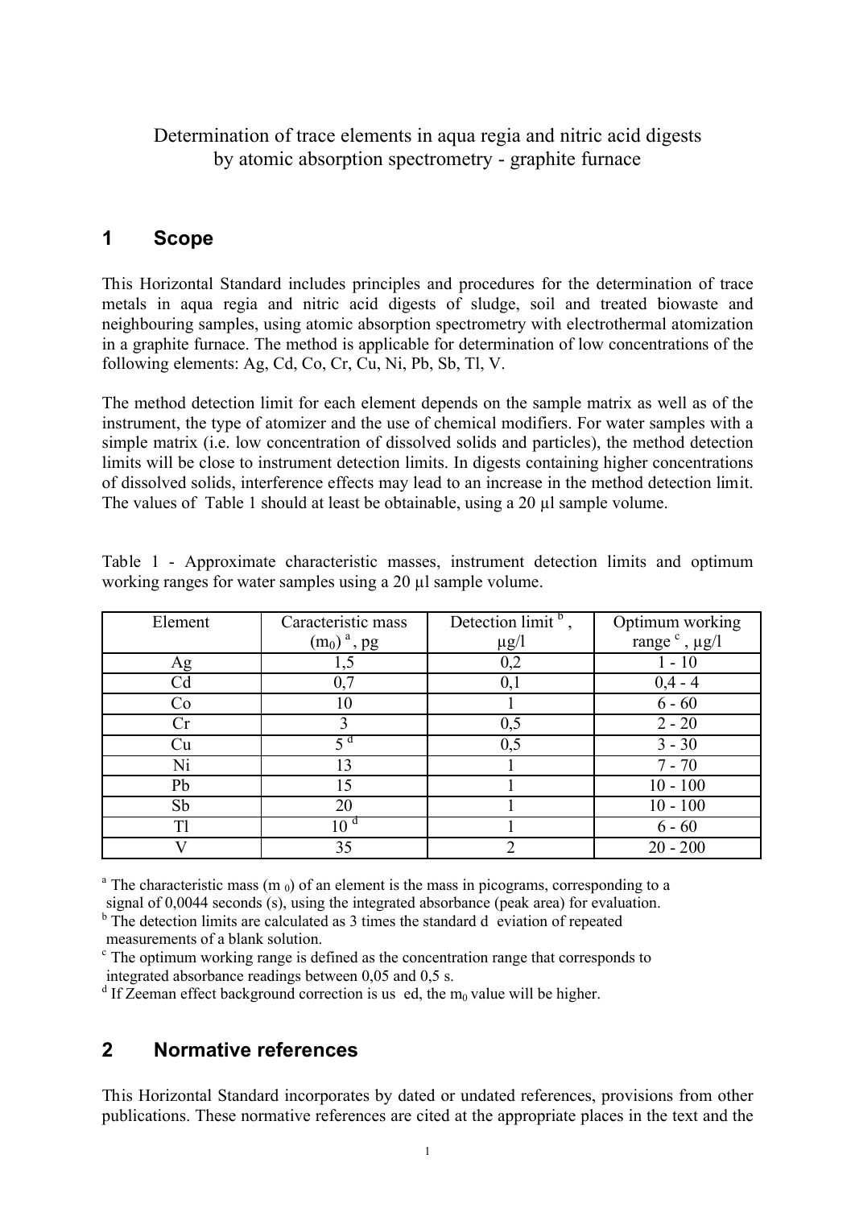Determination of trace elements in aqua regia and nitric acid digests by atomic absorption spectrometry - graphite furnace

## 1 Scope

This Horizontal Standard includes principles and procedures for the determination of trace metals in aqua regia and nitric acid digests of sludge, soil and treated biowaste and neighbouring samples, using atomic absorption spectrometry with electrothermal atomization in a graphite furnace. The method is applicable for determination of low concentrations of the following elements: Ag, Cd, Co, Cr, Cu, Ni, Pb, Sb, Tl, V.

The method detection limit for each element depends on the sample matrix as well as of the instrument, the type of atomizer and the use of chemical modifiers. For water samples with a simple matrix (i.e. low concentration of dissolved solids and particles), the method detection limits will be close to instrument detection limits. In digests containing higher concentrations of dissolved solids, interference effects may lead to an increase in the method detection limit. The values of Table 1 should at least be obtainable, using a 20 µl sample volume.

Table 1 - Approximate characteristic masses, instrument detection limits and optimum working ranges for water samples using a 20 µl sample volume.

| Element | Caracteristic mass ($m_0$) [a], pg | Detection limit [b], µg/l | Optimum working range [c], µg/l |
|---|---|---|---|
| Ag | 1,5 | 0,2 | 1 - 10 |
| Cd | 0,7 | 0,1 | 0,4 - 4 |
| Co | 10 | 1 | 6 - 60 |
| Cr | 3 | 0,5 | 2 - 20 |
| Cu | 5 [d] | 0,5 | 3 - 30 |
| Ni | 13 | 1 | 7 - 70 |
| Pb | 15 | 1 | 10 - 100 |
| Sb | 20 | 1 | 10 - 100 |
| Tl | 10 [d] | 1 | 6 - 60 |
| V | 35 | 2 | 20 - 200 |

[a] The characteristic mass ($m_0$) of an element is the mass in picograms, corresponding to a signal of 0,0044 seconds (s), using the integrated absorbance (peak area) for evaluation.
[b] The detection limits are calculated as 3 times the standard d eviation of repeated measurements of a blank solution.
[c] The optimum working range is defined as the concentration range that corresponds to integrated absorbance readings between 0,05 and 0,5 s.
[d] If Zeeman effect background correction is us ed, the $m_0$ value will be higher.

## 2 Normative references

This Horizontal Standard incorporates by dated or undated references, provisions from other publications. These normative references are cited at the appropriate places in the text and the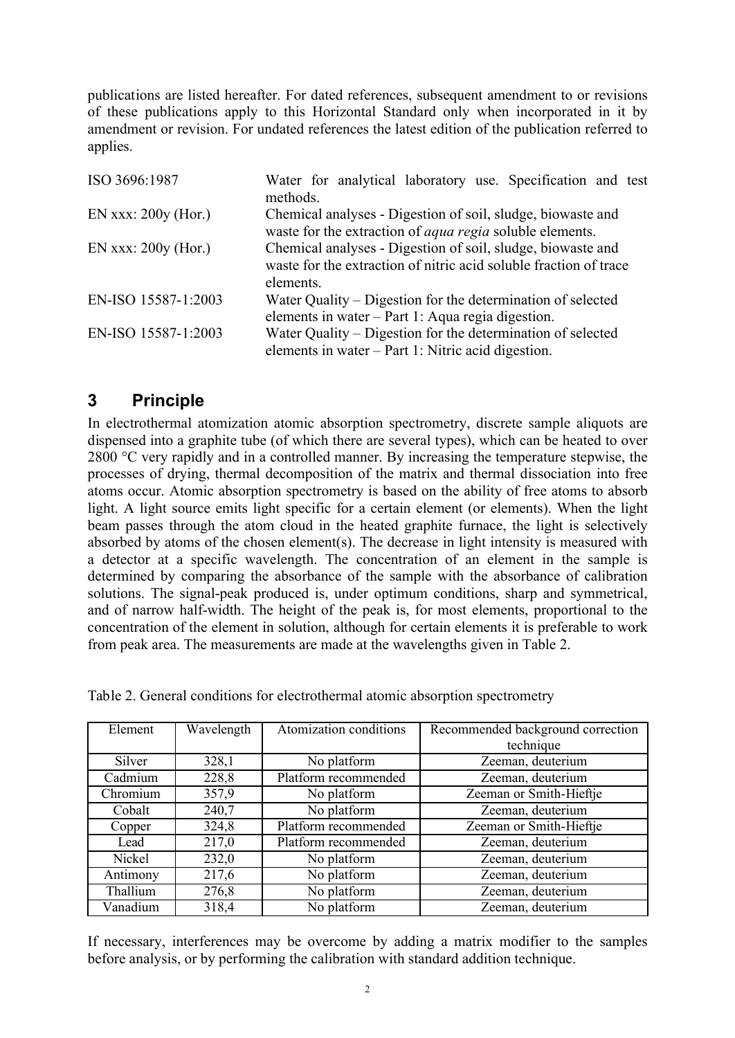publications are listed hereafter. For dated references, subsequent amendment to or revisions of these publications apply to this Horizontal Standard only when incorporated in it by amendment or revision. For undated references the latest edition of the publication referred to applies.

| | |
|---|---|
| ISO 3696:1987 | Water for analytical laboratory use. Specification and test methods. |
| EN xxx: 200y (Hor.) | Chemical analyses - Digestion of soil, sludge, biowaste and waste for the extraction of *aqua regia* soluble elements. |
| EN xxx: 200y (Hor.) | Chemical analyses - Digestion of soil, sludge, biowaste and waste for the extraction of nitric acid soluble fraction of trace elements. |
| EN-ISO 15587-1:2003 | Water Quality – Digestion for the determination of selected elements in water – Part 1: Aqua regia digestion. |
| EN-ISO 15587-1:2003 | Water Quality – Digestion for the determination of selected elements in water – Part 1: Nitric acid digestion. |

# 3 Principle

In electrothermal atomization atomic absorption spectrometry, discrete sample aliquots are dispensed into a graphite tube (of which there are several types), which can be heated to over 2800 °C very rapidly and in a controlled manner. By increasing the temperature stepwise, the processes of drying, thermal decomposition of the matrix and thermal dissociation into free atoms occur. Atomic absorption spectrometry is based on the ability of free atoms to absorb light. A light source emits light specific for a certain element (or elements). When the light beam passes through the atom cloud in the heated graphite furnace, the light is selectively absorbed by atoms of the chosen element(s). The decrease in light intensity is measured with a detector at a specific wavelength. The concentration of an element in the sample is determined by comparing the absorbance of the sample with the absorbance of calibration solutions. The signal-peak produced is, under optimum conditions, sharp and symmetrical, and of narrow half-width. The height of the peak is, for most elements, proportional to the concentration of the element in solution, although for certain elements it is preferable to work from peak area. The measurements are made at the wavelengths given in Table 2.

Table 2. General conditions for electrothermal atomic absorption spectrometry

| Element | Wavelength | Atomization conditions | Recommended background correction technique |
|---|---|---|---|
| Silver | 328,1 | No platform | Zeeman, deuterium |
| Cadmium | 228,8 | Platform recommended | Zeeman, deuterium |
| Chromium | 357,9 | No platform | Zeeman or Smith-Hieftje |
| Cobalt | 240,7 | No platform | Zeeman, deuterium |
| Copper | 324,8 | Platform recommended | Zeeman or Smith-Hieftje |
| Lead | 217,0 | Platform recommended | Zeeman, deuterium |
| Nickel | 232,0 | No platform | Zeeman, deuterium |
| Antimony | 217,6 | No platform | Zeeman, deuterium |
| Thallium | 276,8 | No platform | Zeeman, deuterium |
| Vanadium | 318,4 | No platform | Zeeman, deuterium |

If necessary, interferences may be overcome by adding a matrix modifier to the samples before analysis, or by performing the calibration with standard addition technique.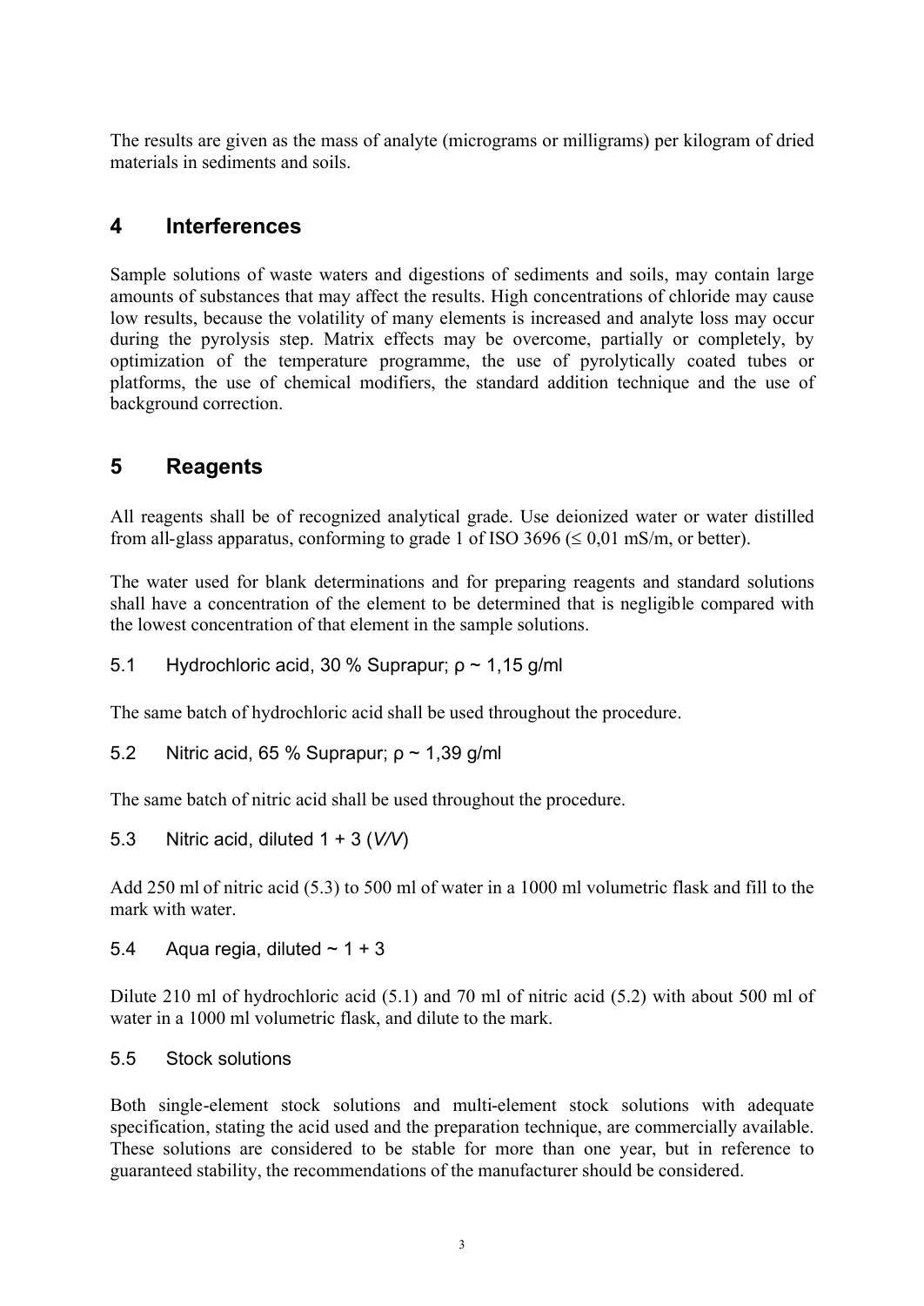The results are given as the mass of analyte (micrograms or milligrams) per kilogram of dried materials in sediments and soils.

## 4 Interferences

Sample solutions of waste waters and digestions of sediments and soils, may contain large amounts of substances that may affect the results. High concentrations of chloride may cause low results, because the volatility of many elements is increased and analyte loss may occur during the pyrolysis step. Matrix effects may be overcome, partially or completely, by optimization of the temperature programme, the use of pyrolytically coated tubes or platforms, the use of chemical modifiers, the standard addition technique and the use of background correction.

## 5 Reagents

All reagents shall be of recognized analytical grade. Use deionized water or water distilled from all-glass apparatus, conforming to grade 1 of ISO 3696 (≤ 0,01 mS/m, or better).

The water used for blank determinations and for preparing reagents and standard solutions shall have a concentration of the element to be determined that is negligible compared with the lowest concentration of that element in the sample solutions.

### 5.1 Hydrochloric acid, 30 % Suprapur; ρ ~ 1,15 g/ml

The same batch of hydrochloric acid shall be used throughout the procedure.

### 5.2 Nitric acid, 65 % Suprapur; ρ ~ 1,39 g/ml

The same batch of nitric acid shall be used throughout the procedure.

### 5.3 Nitric acid, diluted 1 + 3 (*V/V*)

Add 250 ml of nitric acid (5.3) to 500 ml of water in a 1000 ml volumetric flask and fill to the mark with water.

### 5.4 Aqua regia, diluted ~ 1 + 3

Dilute 210 ml of hydrochloric acid (5.1) and 70 ml of nitric acid (5.2) with about 500 ml of water in a 1000 ml volumetric flask, and dilute to the mark.

### 5.5 Stock solutions

Both single-element stock solutions and multi-element stock solutions with adequate specification, stating the acid used and the preparation technique, are commercially available. These solutions are considered to be stable for more than one year, but in reference to guaranteed stability, the recommendations of the manufacturer should be considered.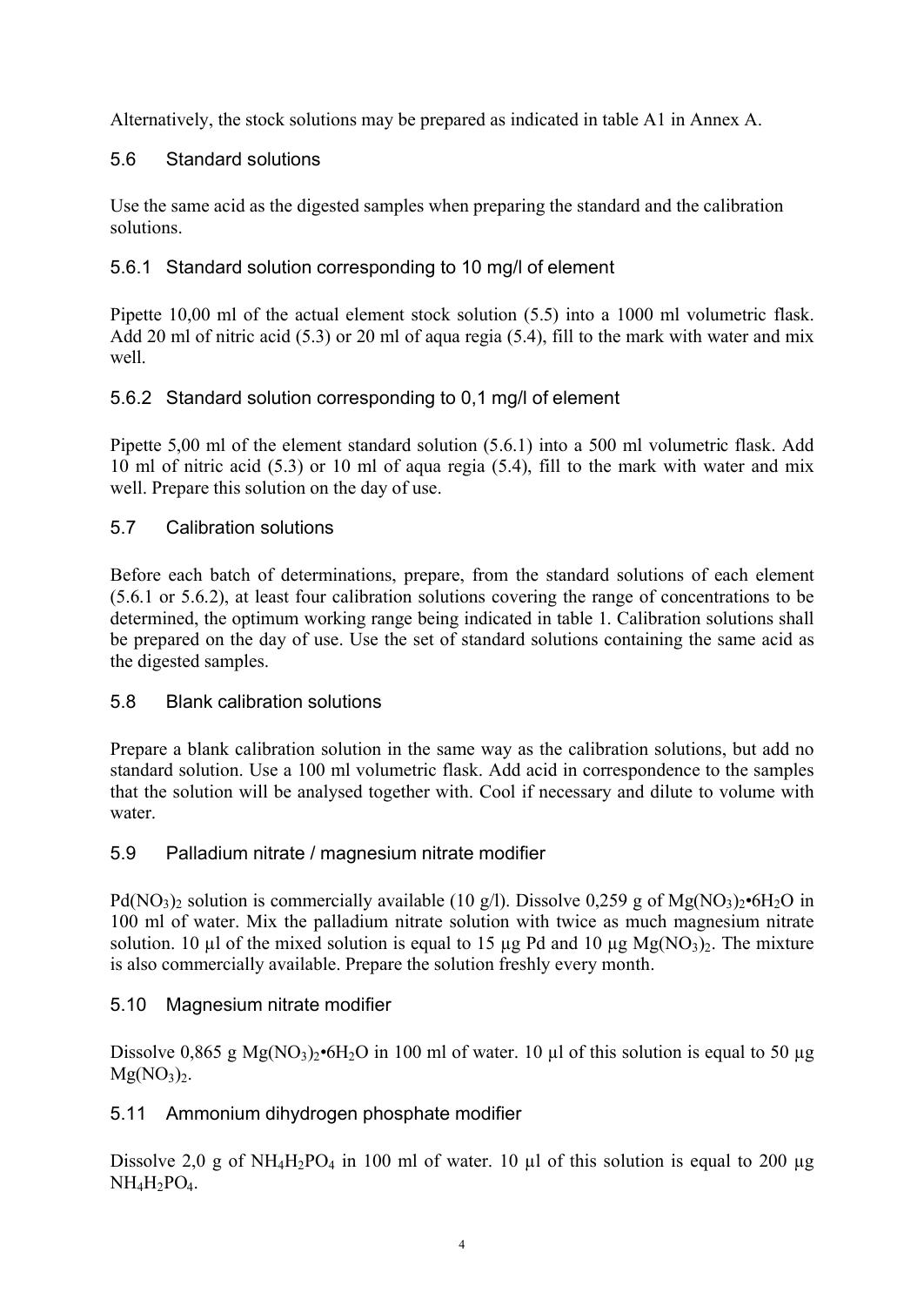Alternatively, the stock solutions may be prepared as indicated in table A1 in Annex A.

## 5.6 Standard solutions

Use the same acid as the digested samples when preparing the standard and the calibration solutions.

### 5.6.1 Standard solution corresponding to 10 mg/l of element

Pipette 10,00 ml of the actual element stock solution (5.5) into a 1000 ml volumetric flask. Add 20 ml of nitric acid (5.3) or 20 ml of aqua regia (5.4), fill to the mark with water and mix well.

### 5.6.2 Standard solution corresponding to 0,1 mg/l of element

Pipette 5,00 ml of the element standard solution (5.6.1) into a 500 ml volumetric flask. Add 10 ml of nitric acid (5.3) or 10 ml of aqua regia (5.4), fill to the mark with water and mix well. Prepare this solution on the day of use.

## 5.7 Calibration solutions

Before each batch of determinations, prepare, from the standard solutions of each element (5.6.1 or 5.6.2), at least four calibration solutions covering the range of concentrations to be determined, the optimum working range being indicated in table 1. Calibration solutions shall be prepared on the day of use. Use the set of standard solutions containing the same acid as the digested samples.

## 5.8 Blank calibration solutions

Prepare a blank calibration solution in the same way as the calibration solutions, but add no standard solution. Use a 100 ml volumetric flask. Add acid in correspondence to the samples that the solution will be analysed together with. Cool if necessary and dilute to volume with water.

## 5.9 Palladium nitrate / magnesium nitrate modifier

$Pd(NO_3)_2$ solution is commercially available (10 g/l). Dissolve 0,259 g of $Mg(NO_3)_2 \cdot 6H_2O$ in 100 ml of water. Mix the palladium nitrate solution with twice as much magnesium nitrate solution. 10 µl of the mixed solution is equal to 15 µg Pd and 10 µg $Mg(NO_3)_2$. The mixture is also commercially available. Prepare the solution freshly every month.

## 5.10 Magnesium nitrate modifier

Dissolve 0,865 g $Mg(NO_3)_2 \cdot 6H_2O$ in 100 ml of water. 10 µl of this solution is equal to 50 µg $Mg(NO_3)_2$.

## 5.11 Ammonium dihydrogen phosphate modifier

Dissolve 2,0 g of $NH_4H_2PO_4$ in 100 ml of water. 10 µl of this solution is equal to 200 µg $NH_4H_2PO_4$.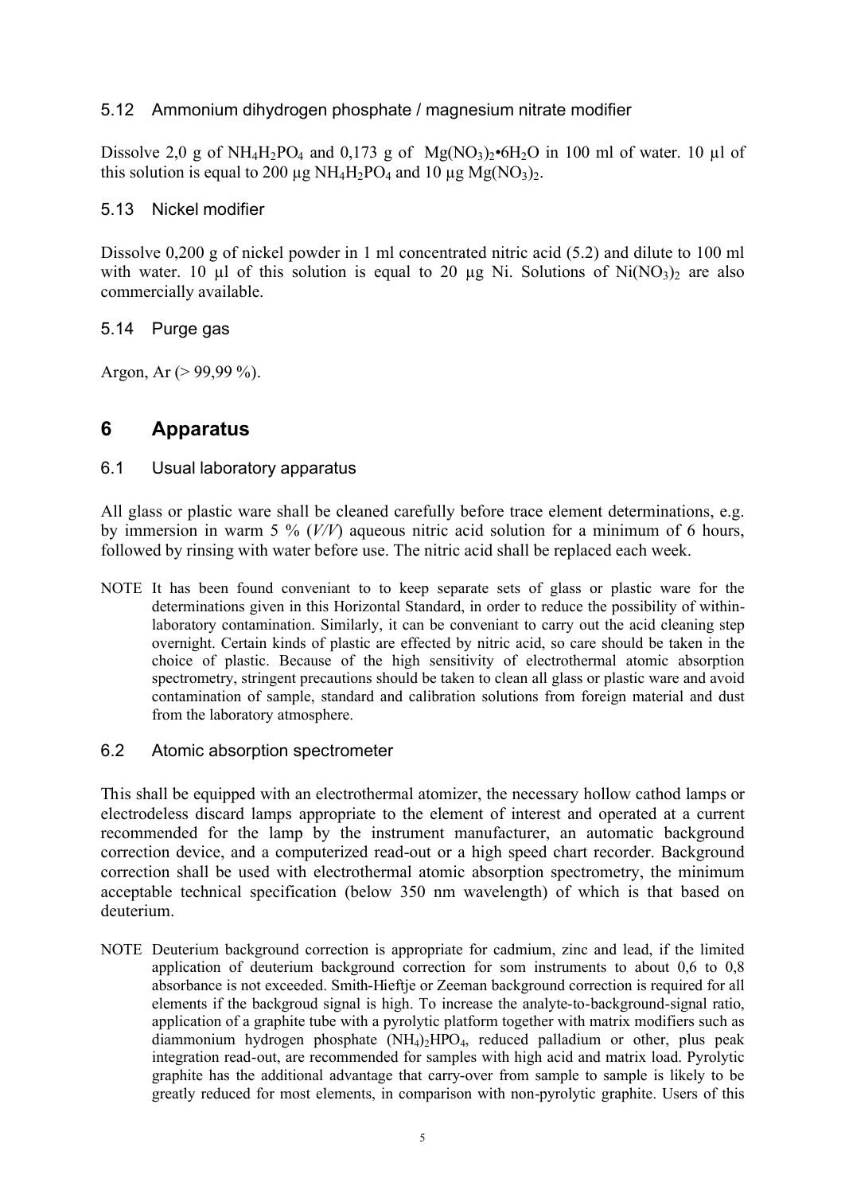### 5.12 Ammonium dihydrogen phosphate / magnesium nitrate modifier

Dissolve 2,0 g of $NH_4H_2PO_4$ and 0,173 g of $Mg(NO_3)_2$•$6H_2O$ in 100 ml of water. 10 µl of this solution is equal to 200 µg $NH_4H_2PO_4$ and 10 µg $Mg(NO_3)_2$.

### 5.13 Nickel modifier

Dissolve 0,200 g of nickel powder in 1 ml concentrated nitric acid (5.2) and dilute to 100 ml with water. 10 µl of this solution is equal to 20 µg Ni. Solutions of $Ni(NO_3)_2$ are also commercially available.

### 5.14 Purge gas

Argon, Ar (> 99,99 %).

## 6 Apparatus

### 6.1 Usual laboratory apparatus

All glass or plastic ware shall be cleaned carefully before trace element determinations, e.g. by immersion in warm 5 % (*V/V*) aqueous nitric acid solution for a minimum of 6 hours, followed by rinsing with water before use. The nitric acid shall be replaced each week.

NOTE It has been found conveniant to to keep separate sets of glass or plastic ware for the determinations given in this Horizontal Standard, in order to reduce the possibility of within-laboratory contamination. Similarly, it can be conveniant to carry out the acid cleaning step overnight. Certain kinds of plastic are effected by nitric acid, so care should be taken in the choice of plastic. Because of the high sensitivity of electrothermal atomic absorption spectrometry, stringent precautions should be taken to clean all glass or plastic ware and avoid contamination of sample, standard and calibration solutions from foreign material and dust from the laboratory atmosphere.

### 6.2 Atomic absorption spectrometer

This shall be equipped with an electrothermal atomizer, the necessary hollow cathod lamps or electrodeless discard lamps appropriate to the element of interest and operated at a current recommended for the lamp by the instrument manufacturer, an automatic background correction device, and a computerized read-out or a high speed chart recorder. Background correction shall be used with electrothermal atomic absorption spectrometry, the minimum acceptable technical specification (below 350 nm wavelength) of which is that based on deuterium.

NOTE Deuterium background correction is appropriate for cadmium, zinc and lead, if the limited application of deuterium background correction for som instruments to about 0,6 to 0,8 absorbance is not exceeded. Smith-Hieftje or Zeeman background correction is required for all elements if the backgroud signal is high. To increase the analyte-to-background-signal ratio, application of a graphite tube with a pyrolytic platform together with matrix modifiers such as diammonium hydrogen phosphate $(NH_4)_2HPO_4$, reduced palladium or other, plus peak integration read-out, are recommended for samples with high acid and matrix load. Pyrolytic graphite has the additional advantage that carry-over from sample to sample is likely to be greatly reduced for most elements, in comparison with non-pyrolytic graphite. Users of this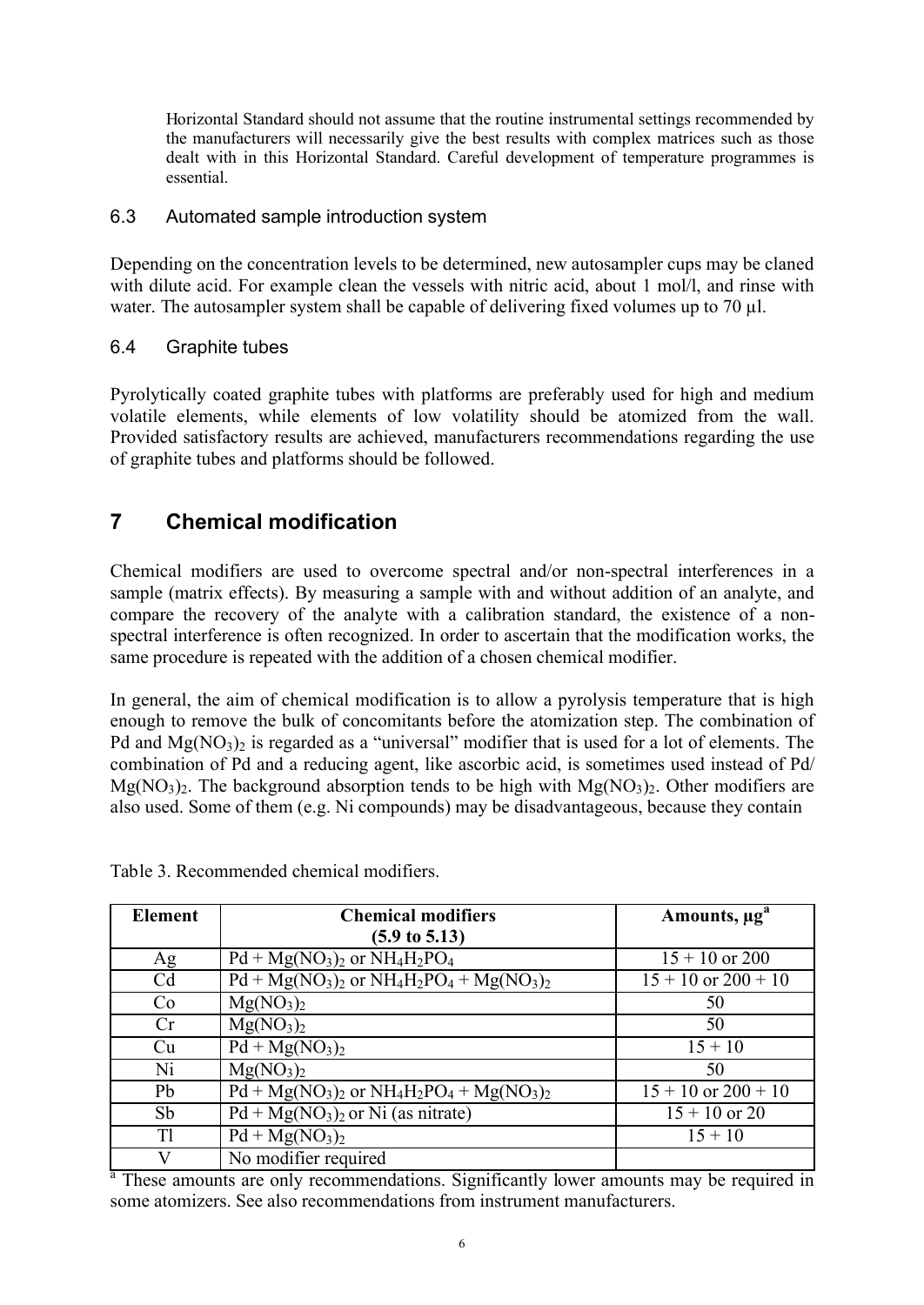Horizontal Standard should not assume that the routine instrumental settings recommended by the manufacturers will necessarily give the best results with complex matrices such as those dealt with in this Horizontal Standard. Careful development of temperature programmes is essential.

### 6.3 Automated sample introduction system

Depending on the concentration levels to be determined, new autosampler cups may be claned with dilute acid. For example clean the vessels with nitric acid, about 1 mol/l, and rinse with water. The autosampler system shall be capable of delivering fixed volumes up to 70 µl.

### 6.4 Graphite tubes

Pyrolytically coated graphite tubes with platforms are preferably used for high and medium volatile elements, while elements of low volatility should be atomized from the wall. Provided satisfactory results are achieved, manufacturers recommendations regarding the use of graphite tubes and platforms should be followed.

## 7 Chemical modification

Chemical modifiers are used to overcome spectral and/or non-spectral interferences in a sample (matrix effects). By measuring a sample with and without addition of an analyte, and compare the recovery of the analyte with a calibration standard, the existence of a non-spectral interference is often recognized. In order to ascertain that the modification works, the same procedure is repeated with the addition of a chosen chemical modifier.

In general, the aim of chemical modification is to allow a pyrolysis temperature that is high enough to remove the bulk of concomitants before the atomization step. The combination of Pd and $Mg(NO_3)_2$ is regarded as a "universal" modifier that is used for a lot of elements. The combination of Pd and a reducing agent, like ascorbic acid, is sometimes used instead of Pd/ $Mg(NO_3)_2$. The background absorption tends to be high with $Mg(NO_3)_2$. Other modifiers are also used. Some of them (e.g. Ni compounds) may be disadvantageous, because they contain

Table 3. Recommended chemical modifiers.

| Element | Chemical modifiers (5.9 to 5.13) | Amounts, µg[a] |
|---|---|---|
| Ag | Pd + $Mg(NO_3)_2$ or $NH_4H_2PO_4$ | 15 + 10 or 200 |
| Cd | Pd + $Mg(NO_3)_2$ or $NH_4H_2PO_4$ + $Mg(NO_3)_2$ | 15 + 10 or 200 + 10 |
| Co | $Mg(NO_3)_2$ | 50 |
| Cr | $Mg(NO_3)_2$ | 50 |
| Cu | Pd + $Mg(NO_3)_2$ | 15 + 10 |
| Ni | $Mg(NO_3)_2$ | 50 |
| Pb | Pd + $Mg(NO_3)_2$ or $NH_4H_2PO_4$ + $Mg(NO_3)_2$ | 15 + 10 or 200 + 10 |
| Sb | Pd + $Mg(NO_3)_2$ or Ni (as nitrate) | 15 + 10 or 20 |
| Tl | Pd + $Mg(NO_3)_2$ | 15 + 10 |
| V | No modifier required | |

[a] These amounts are only recommendations. Significantly lower amounts may be required in some atomizers. See also recommendations from instrument manufacturers.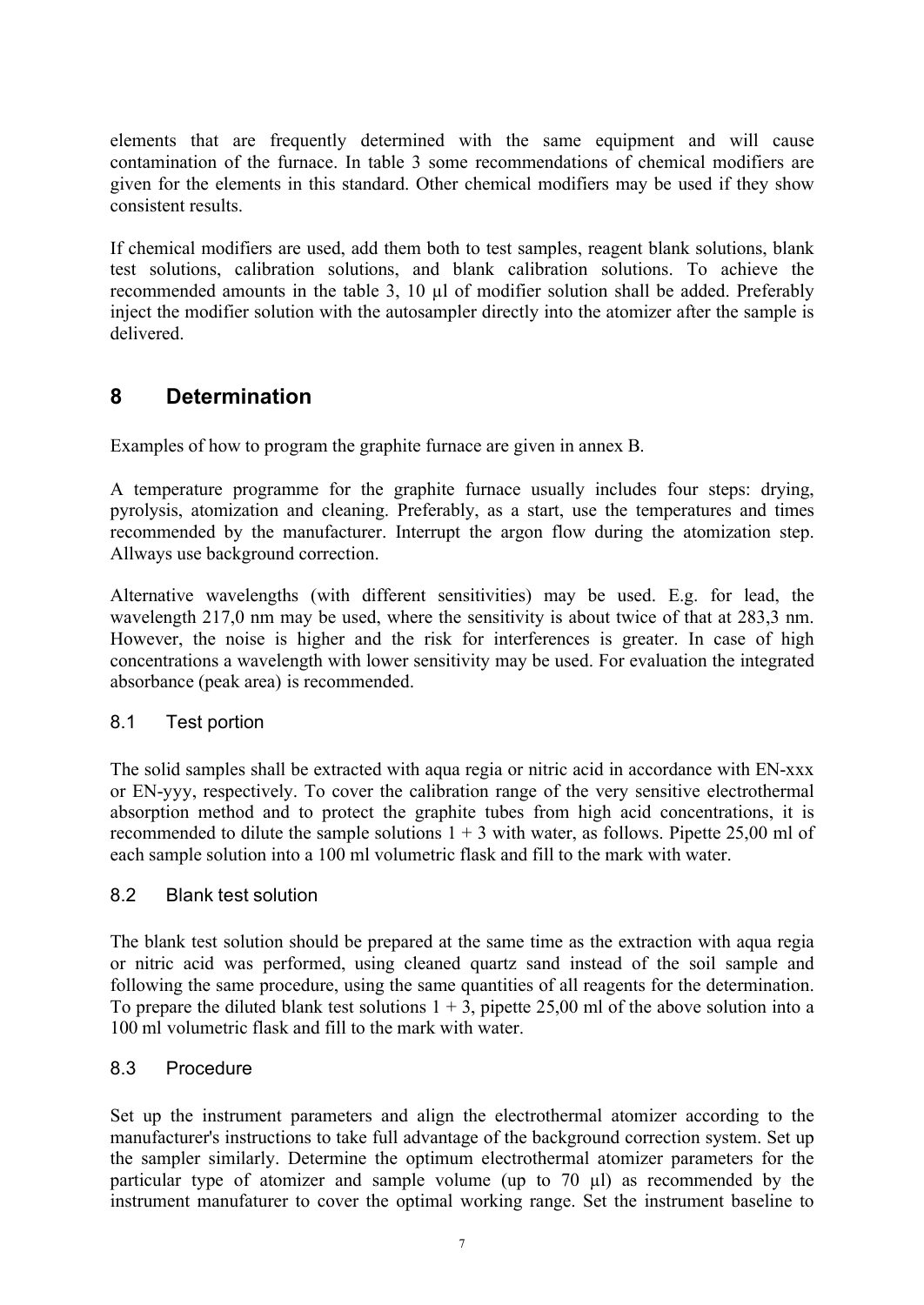elements that are frequently determined with the same equipment and will cause contamination of the furnace. In table 3 some recommendations of chemical modifiers are given for the elements in this standard. Other chemical modifiers may be used if they show consistent results.

If chemical modifiers are used, add them both to test samples, reagent blank solutions, blank test solutions, calibration solutions, and blank calibration solutions. To achieve the recommended amounts in the table 3, 10 µl of modifier solution shall be added. Preferably inject the modifier solution with the autosampler directly into the atomizer after the sample is delivered.

## 8 Determination

Examples of how to program the graphite furnace are given in annex B.

A temperature programme for the graphite furnace usually includes four steps: drying, pyrolysis, atomization and cleaning. Preferably, as a start, use the temperatures and times recommended by the manufacturer. Interrupt the argon flow during the atomization step. Allways use background correction.

Alternative wavelengths (with different sensitivities) may be used. E.g. for lead, the wavelength 217,0 nm may be used, where the sensitivity is about twice of that at 283,3 nm. However, the noise is higher and the risk for interferences is greater. In case of high concentrations a wavelength with lower sensitivity may be used. For evaluation the integrated absorbance (peak area) is recommended.

### 8.1 Test portion

The solid samples shall be extracted with aqua regia or nitric acid in accordance with EN-xxx or EN-yyy, respectively. To cover the calibration range of the very sensitive electrothermal absorption method and to protect the graphite tubes from high acid concentrations, it is recommended to dilute the sample solutions 1 + 3 with water, as follows. Pipette 25,00 ml of each sample solution into a 100 ml volumetric flask and fill to the mark with water.

### 8.2 Blank test solution

The blank test solution should be prepared at the same time as the extraction with aqua regia or nitric acid was performed, using cleaned quartz sand instead of the soil sample and following the same procedure, using the same quantities of all reagents for the determination. To prepare the diluted blank test solutions 1 + 3, pipette 25,00 ml of the above solution into a 100 ml volumetric flask and fill to the mark with water.

### 8.3 Procedure

Set up the instrument parameters and align the electrothermal atomizer according to the manufacturer's instructions to take full advantage of the background correction system. Set up the sampler similarly. Determine the optimum electrothermal atomizer parameters for the particular type of atomizer and sample volume (up to 70 µl) as recommended by the instrument manufaturer to cover the optimal working range. Set the instrument baseline to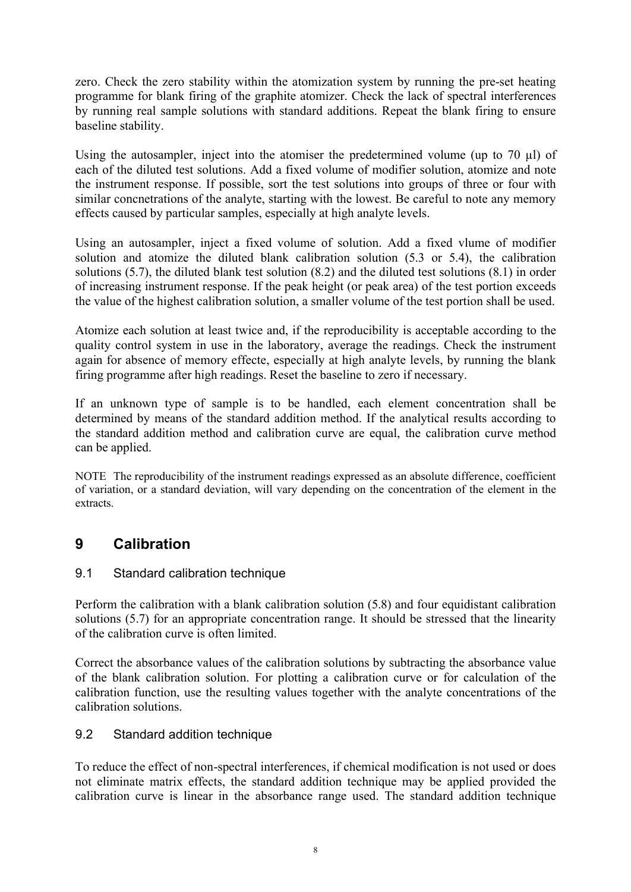zero. Check the zero stability within the atomization system by running the pre-set heating programme for blank firing of the graphite atomizer. Check the lack of spectral interferences by running real sample solutions with standard additions. Repeat the blank firing to ensure baseline stability.

Using the autosampler, inject into the atomiser the predetermined volume (up to 70 µl) of each of the diluted test solutions. Add a fixed volume of modifier solution, atomize and note the instrument response. If possible, sort the test solutions into groups of three or four with similar concnetrations of the analyte, starting with the lowest. Be careful to note any memory effects caused by particular samples, especially at high analyte levels.

Using an autosampler, inject a fixed volume of solution. Add a fixed vlume of modifier solution and atomize the diluted blank calibration solution (5.3 or 5.4), the calibration solutions (5.7), the diluted blank test solution (8.2) and the diluted test solutions (8.1) in order of increasing instrument response. If the peak height (or peak area) of the test portion exceeds the value of the highest calibration solution, a smaller volume of the test portion shall be used.

Atomize each solution at least twice and, if the reproducibility is acceptable according to the quality control system in use in the laboratory, average the readings. Check the instrument again for absence of memory effecte, especially at high analyte levels, by running the blank firing programme after high readings. Reset the baseline to zero if necessary.

If an unknown type of sample is to be handled, each element concentration shall be determined by means of the standard addition method. If the analytical results according to the standard addition method and calibration curve are equal, the calibration curve method can be applied.

NOTE The reproducibility of the instrument readings expressed as an absolute difference, coefficient of variation, or a standard deviation, will vary depending on the concentration of the element in the extracts.

# 9 Calibration

## 9.1 Standard calibration technique

Perform the calibration with a blank calibration solution (5.8) and four equidistant calibration solutions (5.7) for an appropriate concentration range. It should be stressed that the linearity of the calibration curve is often limited.

Correct the absorbance values of the calibration solutions by subtracting the absorbance value of the blank calibration solution. For plotting a calibration curve or for calculation of the calibration function, use the resulting values together with the analyte concentrations of the calibration solutions.

## 9.2 Standard addition technique

To reduce the effect of non-spectral interferences, if chemical modification is not used or does not eliminate matrix effects, the standard addition technique may be applied provided the calibration curve is linear in the absorbance range used. The standard addition technique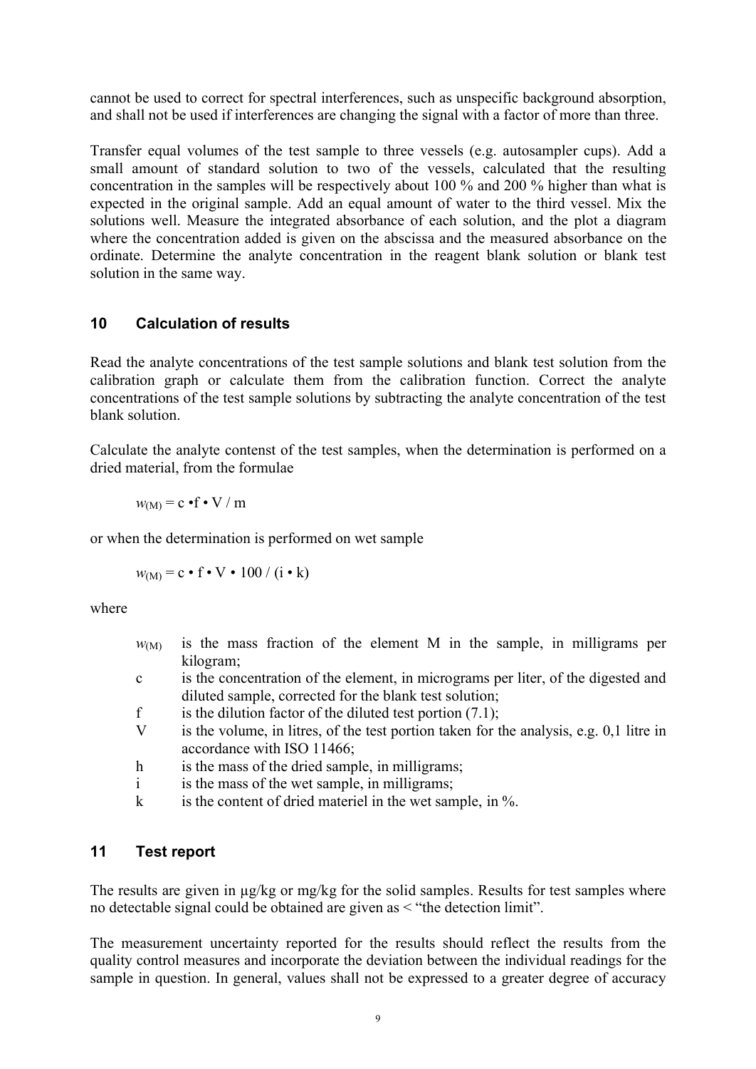cannot be used to correct for spectral interferences, such as unspecific background absorption, and shall not be used if interferences are changing the signal with a factor of more than three.

Transfer equal volumes of the test sample to three vessels (e.g. autosampler cups). Add a small amount of standard solution to two of the vessels, calculated that the resulting concentration in the samples will be respectively about 100 % and 200 % higher than what is expected in the original sample. Add an equal amount of water to the third vessel. Mix the solutions well. Measure the integrated absorbance of each solution, and the plot a diagram where the concentration added is given on the abscissa and the measured absorbance on the ordinate. Determine the analyte concentration in the reagent blank solution or blank test solution in the same way.

## 10 Calculation of results

Read the analyte concentrations of the test sample solutions and blank test solution from the calibration graph or calculate them from the calibration function. Correct the analyte concentrations of the test sample solutions by subtracting the analyte concentration of the test blank solution.

Calculate the analyte contenst of the test samples, when the determination is performed on a dried material, from the formulae

$$w_{(M)} = c \cdot f \cdot V / m$$

or when the determination is performed on wet sample

$$w_{(M)} = c \cdot f \cdot V \cdot 100 / (i \cdot k)$$

where

- $w_{(M)}$ is the mass fraction of the element M in the sample, in milligrams per kilogram;
- c is the concentration of the element, in micrograms per liter, of the digested and diluted sample, corrected for the blank test solution;
- f is the dilution factor of the diluted test portion (7.1);
- V is the volume, in litres, of the test portion taken for the analysis, e.g. 0,1 litre in accordance with ISO 11466;
- h is the mass of the dried sample, in milligrams;
- i is the mass of the wet sample, in milligrams;
- k is the content of dried materiel in the wet sample, in %.

## 11 Test report

The results are given in µg/kg or mg/kg for the solid samples. Results for test samples where no detectable signal could be obtained are given as < "the detection limit".

The measurement uncertainty reported for the results should reflect the results from the quality control measures and incorporate the deviation between the individual readings for the sample in question. In general, values shall not be expressed to a greater degree of accuracy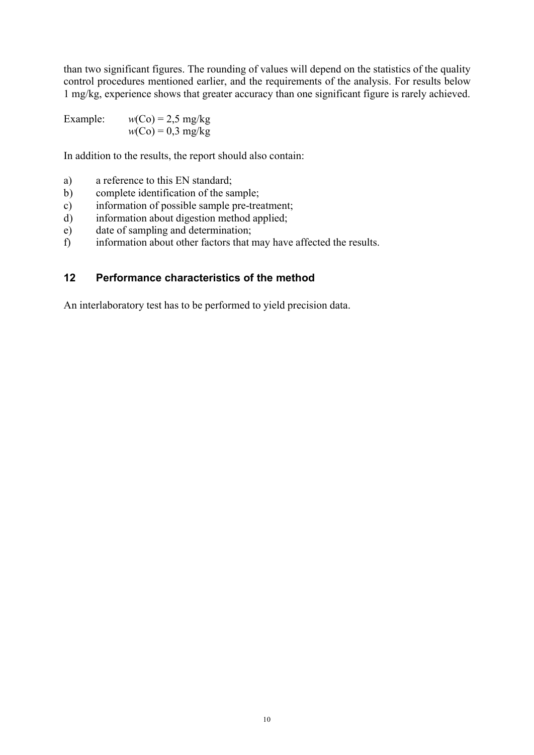than two significant figures. The rounding of values will depend on the statistics of the quality control procedures mentioned earlier, and the requirements of the analysis. For results below 1 mg/kg, experience shows that greater accuracy than one significant figure is rarely achieved.

Example: $w(\text{Co})$ = 2,5 mg/kg
$w(\text{Co})$ = 0,3 mg/kg

In addition to the results, the report should also contain:

a) a reference to this EN standard;
b) complete identification of the sample;
c) information of possible sample pre-treatment;
d) information about digestion method applied;
e) date of sampling and determination;
f) information about other factors that may have affected the results.

## 12 Performance characteristics of the method

An interlaboratory test has to be performed to yield precision data.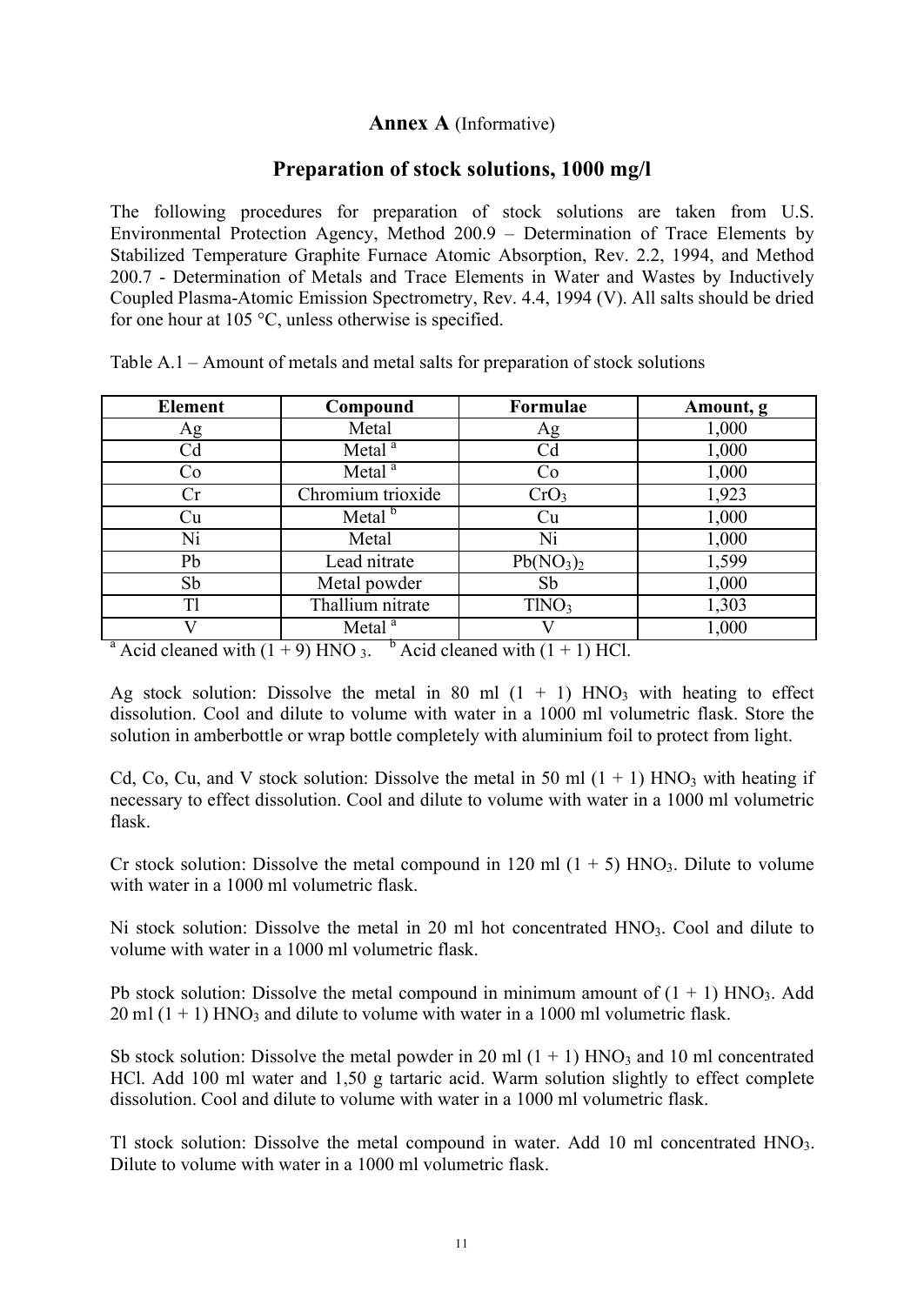## Annex A (Informative)

## Preparation of stock solutions, 1000 mg/l

The following procedures for preparation of stock solutions are taken from U.S. Environmental Protection Agency, Method 200.9 – Determination of Trace Elements by Stabilized Temperature Graphite Furnace Atomic Absorption, Rev. 2.2, 1994, and Method 200.7 - Determination of Metals and Trace Elements in Water and Wastes by Inductively Coupled Plasma-Atomic Emission Spectrometry, Rev. 4.4, 1994 (V). All salts should be dried for one hour at 105 °C, unless otherwise is specified.

Table A.1 – Amount of metals and metal salts for preparation of stock solutions

| Element | Compound | Formulae | Amount, g |
|---|---|---|---|
| Ag | Metal | Ag | 1,000 |
| Cd | Metal [a] | Cd | 1,000 |
| Co | Metal [a] | Co | 1,000 |
| Cr | Chromium trioxide | $CrO_3$ | 1,923 |
| Cu | Metal [b] | Cu | 1,000 |
| Ni | Metal | Ni | 1,000 |
| Pb | Lead nitrate | $Pb(NO_3)_2$ | 1,599 |
| Sb | Metal powder | Sb | 1,000 |
| Tl | Thallium nitrate | $TlNO_3$ | 1,303 |
| V | Metal [a] | V | 1,000 |

[a] Acid cleaned with (1 + 9) $HNO_3$. [b] Acid cleaned with (1 + 1) HCl.

Ag stock solution: Dissolve the metal in 80 ml (1 + 1) $HNO_3$ with heating to effect dissolution. Cool and dilute to volume with water in a 1000 ml volumetric flask. Store the solution in amberbottle or wrap bottle completely with aluminium foil to protect from light.

Cd, Co, Cu, and V stock solution: Dissolve the metal in 50 ml (1 + 1) $HNO_3$ with heating if necessary to effect dissolution. Cool and dilute to volume with water in a 1000 ml volumetric flask.

Cr stock solution: Dissolve the metal compound in 120 ml (1 + 5) $HNO_3$. Dilute to volume with water in a 1000 ml volumetric flask.

Ni stock solution: Dissolve the metal in 20 ml hot concentrated $HNO_3$. Cool and dilute to volume with water in a 1000 ml volumetric flask.

Pb stock solution: Dissolve the metal compound in minimum amount of (1 + 1) $HNO_3$. Add 20 ml (1 + 1) $HNO_3$ and dilute to volume with water in a 1000 ml volumetric flask.

Sb stock solution: Dissolve the metal powder in 20 ml (1 + 1) $HNO_3$ and 10 ml concentrated HCl. Add 100 ml water and 1,50 g tartaric acid. Warm solution slightly to effect complete dissolution. Cool and dilute to volume with water in a 1000 ml volumetric flask.

Tl stock solution: Dissolve the metal compound in water. Add 10 ml concentrated $HNO_3$. Dilute to volume with water in a 1000 ml volumetric flask.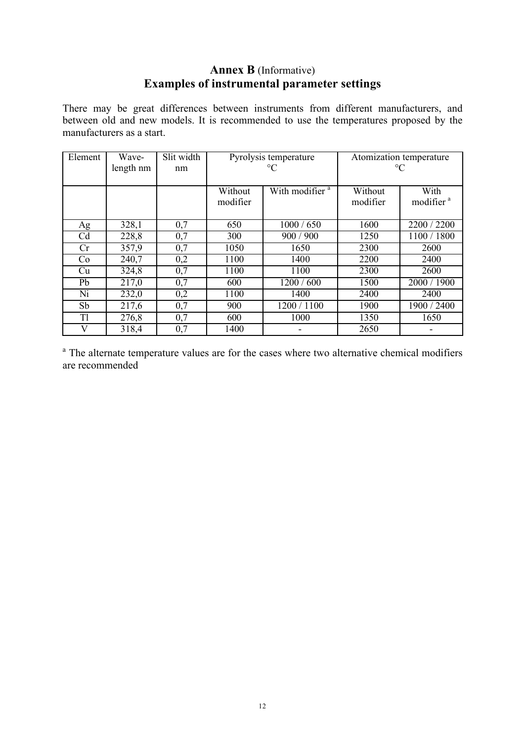# **Annex B** (Informative)
# Examples of instrumental parameter settings

There may be great differences between instruments from different manufacturers, and between old and new models. It is recommended to use the temperatures proposed by the manufacturers as a start.

| Element | Wave-length nm | Slit width nm | Pyrolysis temperature °C | | Atomization temperature °C | |
|---|---|---|---|---|---|---|
| | | | Without modifier | With modifier [a] | Without modifier | With modifier [a] |
| Ag | 328,1 | 0,7 | 650 | 1000 / 650 | 1600 | 2200 / 2200 |
| Cd | 228,8 | 0,7 | 300 | 900 / 900 | 1250 | 1100 / 1800 |
| Cr | 357,9 | 0,7 | 1050 | 1650 | 2300 | 2600 |
| Co | 240,7 | 0,2 | 1100 | 1400 | 2200 | 2400 |
| Cu | 324,8 | 0,7 | 1100 | 1100 | 2300 | 2600 |
| Pb | 217,0 | 0,7 | 600 | 1200 / 600 | 1500 | 2000 / 1900 |
| Ni | 232,0 | 0,2 | 1100 | 1400 | 2400 | 2400 |
| Sb | 217,6 | 0,7 | 900 | 1200 / 1100 | 1900 | 1900 / 2400 |
| Tl | 276,8 | 0,7 | 600 | 1000 | 1350 | 1650 |
| V | 318,4 | 0,7 | 1400 | - | 2650 | - |

[a] The alternate temperature values are for the cases where two alternative chemical modifiers are recommended